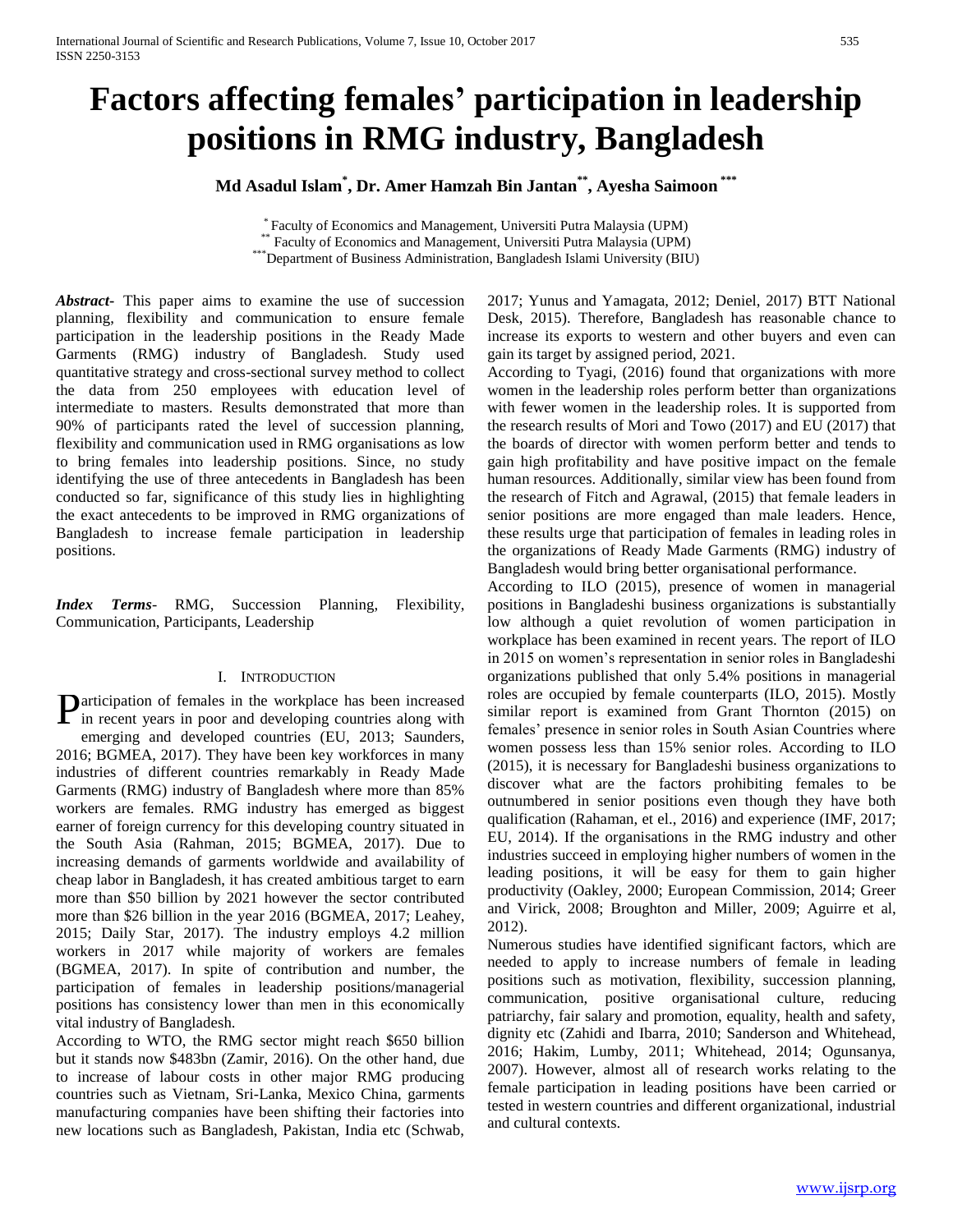# Factors affecting females' participation in leadership positions in RMG industry, Bangladesh

**Md Asadul Islam[*], Dr. Amer Hamzah Bin Jantan[**], Ayesha Saimoon[***]**

[*] Faculty of Economics and Management, Universiti Putra Malaysia (UPM)
[**] Faculty of Economics and Management, Universiti Putra Malaysia (UPM)
[***] Department of Business Administration, Bangladesh Islami University (BIU)

***Abstract-*** This paper aims to examine the use of succession planning, flexibility and communication to ensure female participation in the leadership positions in the Ready Made Garments (RMG) industry of Bangladesh. Study used quantitative strategy and cross-sectional survey method to collect the data from 250 employees with education level of intermediate to masters. Results demonstrated that more than 90% of participants rated the level of succession planning, flexibility and communication used in RMG organisations as low to bring females into leadership positions. Since, no study identifying the use of three antecedents in Bangladesh has been conducted so far, significance of this study lies in highlighting the exact antecedents to be improved in RMG organizations of Bangladesh to increase female participation in leadership positions.

***Index Terms*-** RMG, Succession Planning, Flexibility, Communication, Participants, Leadership

## I. Introduction

Participation of females in the workplace has been increased in recent years in poor and developing countries along with emerging and developed countries (EU, 2013; Saunders, 2016; BGMEA, 2017). They have been key workforces in many industries of different countries remarkably in Ready Made Garments (RMG) industry of Bangladesh where more than 85% workers are females. RMG industry has emerged as biggest earner of foreign currency for this developing country situated in the South Asia (Rahman, 2015; BGMEA, 2017). Due to increasing demands of garments worldwide and availability of cheap labor in Bangladesh, it has created ambitious target to earn more than $50 billion by 2021 however the sector contributed more than $26 billion in the year 2016 (BGMEA, 2017; Leahey, 2015; Daily Star, 2017). The industry employs 4.2 million workers in 2017 while majority of workers are females (BGMEA, 2017). In spite of contribution and number, the participation of females in leadership positions/managerial positions has consistency lower than men in this economically vital industry of Bangladesh.

According to WTO, the RMG sector might reach $650 billion but it stands now $483bn (Zamir, 2016). On the other hand, due to increase of labour costs in other major RMG producing countries such as Vietnam, Sri-Lanka, Mexico China, garments manufacturing companies have been shifting their factories into new locations such as Bangladesh, Pakistan, India etc (Schwab, 2017; Yunus and Yamagata, 2012; Deniel, 2017) BTT National Desk, 2015). Therefore, Bangladesh has reasonable chance to increase its exports to western and other buyers and even can gain its target by assigned period, 2021.

According to Tyagi, (2016) found that organizations with more women in the leadership roles perform better than organizations with fewer women in the leadership roles. It is supported from the research results of Mori and Towo (2017) and EU (2017) that the boards of director with women perform better and tends to gain high profitability and have positive impact on the female human resources. Additionally, similar view has been found from the research of Fitch and Agrawal, (2015) that female leaders in senior positions are more engaged than male leaders. Hence, these results urge that participation of females in leading roles in the organizations of Ready Made Garments (RMG) industry of Bangladesh would bring better organisational performance.

According to ILO (2015), presence of women in managerial positions in Bangladeshi business organizations is substantially low although a quiet revolution of women participation in workplace has been examined in recent years. The report of ILO in 2015 on women's representation in senior roles in Bangladeshi organizations published that only 5.4% positions in managerial roles are occupied by female counterparts (ILO, 2015). Mostly similar report is examined from Grant Thornton (2015) on females' presence in senior roles in South Asian Countries where women possess less than 15% senior roles. According to ILO (2015), it is necessary for Bangladeshi business organizations to discover what are the factors prohibiting females to be outnumbered in senior positions even though they have both qualification (Rahaman, et el., 2016) and experience (IMF, 2017; EU, 2014). If the organisations in the RMG industry and other industries succeed in employing higher numbers of women in the leading positions, it will be easy for them to gain higher productivity (Oakley, 2000; European Commission, 2014; Greer and Virick, 2008; Broughton and Miller, 2009; Aguirre et al, 2012).

Numerous studies have identified significant factors, which are needed to apply to increase numbers of female in leading positions such as motivation, flexibility, succession planning, communication, positive organisational culture, reducing patriarchy, fair salary and promotion, equality, health and safety, dignity etc (Zahidi and Ibarra, 2010; Sanderson and Whitehead, 2016; Hakim, Lumby, 2011; Whitehead, 2014; Ogunsanya, 2007). However, almost all of research works relating to the female participation in leading positions have been carried or tested in western countries and different organizational, industrial and cultural contexts.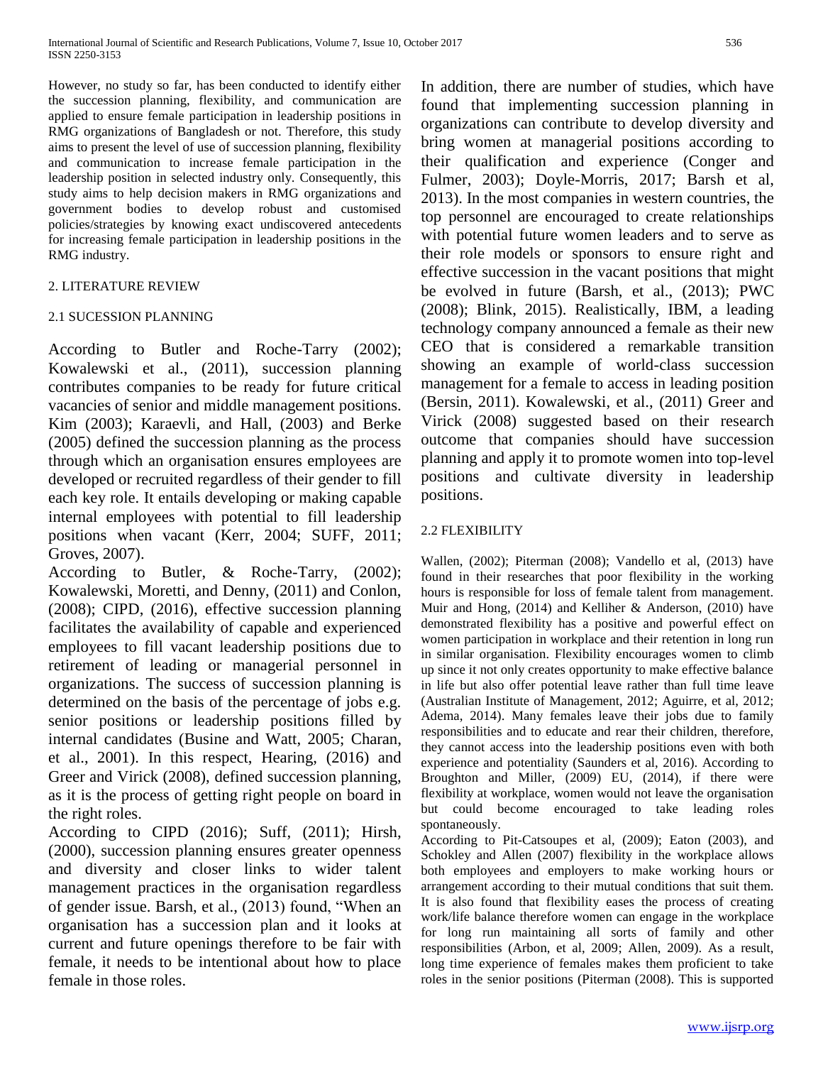However, no study so far, has been conducted to identify either the succession planning, flexibility, and communication are applied to ensure female participation in leadership positions in RMG organizations of Bangladesh or not. Therefore, this study aims to present the level of use of succession planning, flexibility and communication to increase female participation in the leadership position in selected industry only. Consequently, this study aims to help decision makers in RMG organizations and government bodies to develop robust and customised policies/strategies by knowing exact undiscovered antecedents for increasing female participation in leadership positions in the RMG industry.

## 2. LITERATURE REVIEW

### 2.1 SUCESSION PLANNING

According to Butler and Roche-Tarry (2002); Kowalewski et al., (2011), succession planning contributes companies to be ready for future critical vacancies of senior and middle management positions. Kim (2003); Karaevli, and Hall, (2003) and Berke (2005) defined the succession planning as the process through which an organisation ensures employees are developed or recruited regardless of their gender to fill each key role. It entails developing or making capable internal employees with potential to fill leadership positions when vacant (Kerr, 2004; SUFF, 2011; Groves, 2007).

According to Butler, & Roche-Tarry, (2002); Kowalewski, Moretti, and Denny, (2011) and Conlon, (2008); CIPD, (2016), effective succession planning facilitates the availability of capable and experienced employees to fill vacant leadership positions due to retirement of leading or managerial personnel in organizations. The success of succession planning is determined on the basis of the percentage of jobs e.g. senior positions or leadership positions filled by internal candidates (Busine and Watt, 2005; Charan, et al., 2001). In this respect, Hearing, (2016) and Greer and Virick (2008), defined succession planning, as it is the process of getting right people on board in the right roles.

According to CIPD (2016); Suff, (2011); Hirsh, (2000), succession planning ensures greater openness and diversity and closer links to wider talent management practices in the organisation regardless of gender issue. Barsh, et al., (2013) found, "When an organisation has a succession plan and it looks at current and future openings therefore to be fair with female, it needs to be intentional about how to place female in those roles.

In addition, there are number of studies, which have found that implementing succession planning in organizations can contribute to develop diversity and bring women at managerial positions according to their qualification and experience (Conger and Fulmer, 2003); Doyle-Morris, 2017; Barsh et al, 2013). In the most companies in western countries, the top personnel are encouraged to create relationships with potential future women leaders and to serve as their role models or sponsors to ensure right and effective succession in the vacant positions that might be evolved in future (Barsh, et al., (2013); PWC (2008); Blink, 2015). Realistically, IBM, a leading technology company announced a female as their new CEO that is considered a remarkable transition showing an example of world-class succession management for a female to access in leading position (Bersin, 2011). Kowalewski, et al., (2011) Greer and Virick (2008) suggested based on their research outcome that companies should have succession planning and apply it to promote women into top-level positions and cultivate diversity in leadership positions.

### 2.2 FLEXIBILITY

Wallen, (2002); Piterman (2008); Vandello et al, (2013) have found in their researches that poor flexibility in the working hours is responsible for loss of female talent from management. Muir and Hong, (2014) and Kelliher & Anderson, (2010) have demonstrated flexibility has a positive and powerful effect on women participation in workplace and their retention in long run in similar organisation. Flexibility encourages women to climb up since it not only creates opportunity to make effective balance in life but also offer potential leave rather than full time leave (Australian Institute of Management, 2012; Aguirre, et al, 2012; Adema, 2014). Many females leave their jobs due to family responsibilities and to educate and rear their children, therefore, they cannot access into the leadership positions even with both experience and potentiality (Saunders et al, 2016). According to Broughton and Miller, (2009) EU, (2014), if there were flexibility at workplace, women would not leave the organisation but could become encouraged to take leading roles spontaneously.

According to Pit-Catsoupes et al, (2009); Eaton (2003), and Schokley and Allen (2007) flexibility in the workplace allows both employees and employers to make working hours or arrangement according to their mutual conditions that suit them. It is also found that flexibility eases the process of creating work/life balance therefore women can engage in the workplace for long run maintaining all sorts of family and other responsibilities (Arbon, et al, 2009; Allen, 2009). As a result, long time experience of females makes them proficient to take roles in the senior positions (Piterman (2008). This is supported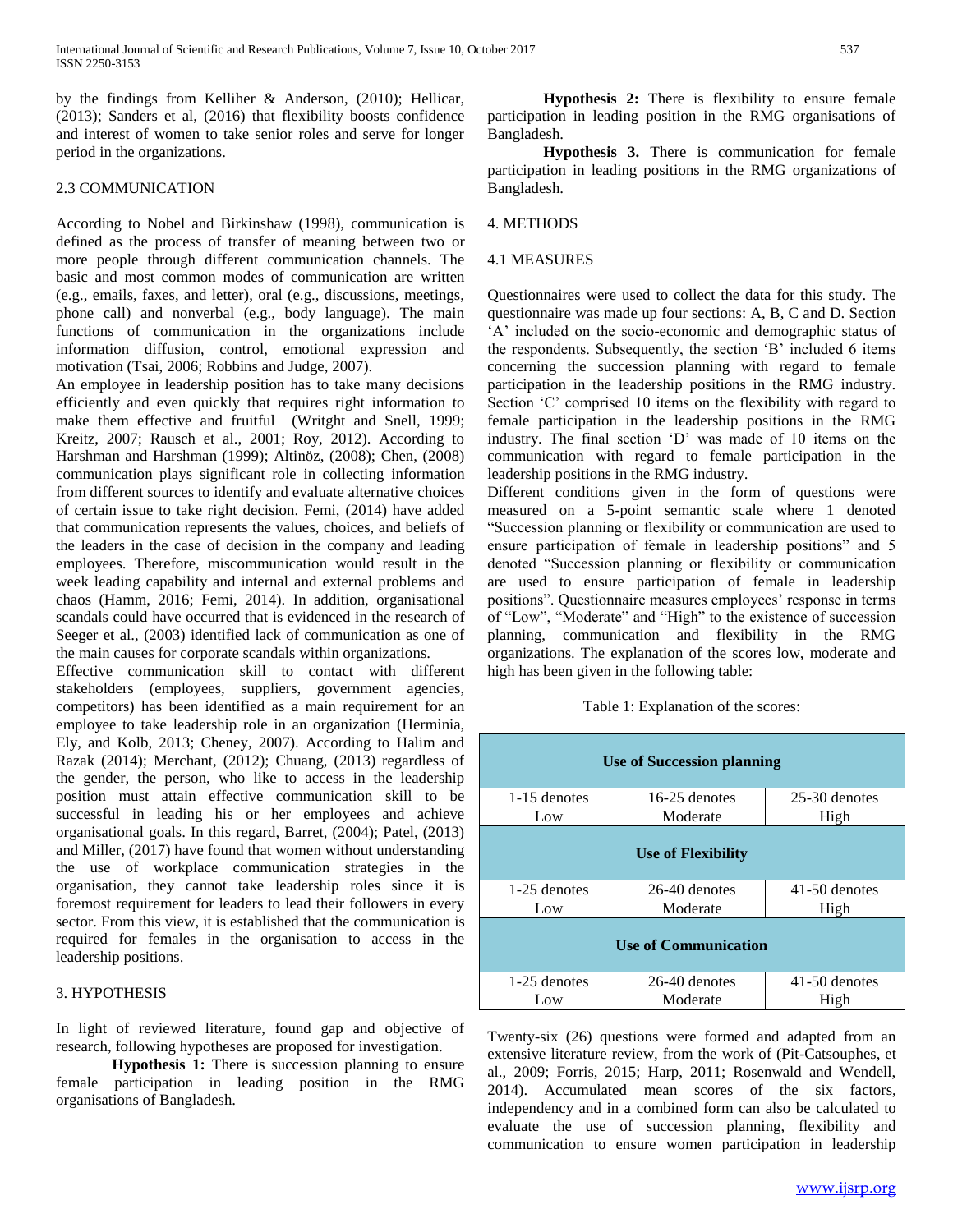by the findings from Kelliher & Anderson, (2010); Hellicar, (2013); Sanders et al, (2016) that flexibility boosts confidence and interest of women to take senior roles and serve for longer period in the organizations.

### 2.3 COMMUNICATION

According to Nobel and Birkinshaw (1998), communication is defined as the process of transfer of meaning between two or more people through different communication channels. The basic and most common modes of communication are written (e.g., emails, faxes, and letter), oral (e.g., discussions, meetings, phone call) and nonverbal (e.g., body language). The main functions of communication in the organizations include information diffusion, control, emotional expression and motivation (Tsai, 2006; Robbins and Judge, 2007).

An employee in leadership position has to take many decisions efficiently and even quickly that requires right information to make them effective and fruitful (Writght and Snell, 1999; Kreitz, 2007; Rausch et al., 2001; Roy, 2012). According to Harshman and Harshman (1999); Altinöz, (2008); Chen, (2008) communication plays significant role in collecting information from different sources to identify and evaluate alternative choices of certain issue to take right decision. Femi, (2014) have added that communication represents the values, choices, and beliefs of the leaders in the case of decision in the company and leading employees. Therefore, miscommunication would result in the week leading capability and internal and external problems and chaos (Hamm, 2016; Femi, 2014). In addition, organisational scandals could have occurred that is evidenced in the research of Seeger et al., (2003) identified lack of communication as one of the main causes for corporate scandals within organizations.

Effective communication skill to contact with different stakeholders (employees, suppliers, government agencies, competitors) has been identified as a main requirement for an employee to take leadership role in an organization (Herminia, Ely, and Kolb, 2013; Cheney, 2007). According to Halim and Razak (2014); Merchant, (2012); Chuang, (2013) regardless of the gender, the person, who like to access in the leadership position must attain effective communication skill to be successful in leading his or her employees and achieve organisational goals. In this regard, Barret, (2004); Patel, (2013) and Miller, (2017) have found that women without understanding the use of workplace communication strategies in the organisation, they cannot take leadership roles since it is foremost requirement for leaders to lead their followers in every sector. From this view, it is established that the communication is required for females in the organisation to access in the leadership positions.

## 3. HYPOTHESIS

In light of reviewed literature, found gap and objective of research, following hypotheses are proposed for investigation.

**Hypothesis 1:** There is succession planning to ensure female participation in leading position in the RMG organisations of Bangladesh.

**Hypothesis 2:** There is flexibility to ensure female participation in leading position in the RMG organisations of Bangladesh.

**Hypothesis 3.** There is communication for female participation in leading positions in the RMG organizations of Bangladesh.

## 4. METHODS

### 4.1 MEASURES

Questionnaires were used to collect the data for this study. The questionnaire was made up four sections: A, B, C and D. Section 'A' included on the socio-economic and demographic status of the respondents. Subsequently, the section 'B' included 6 items concerning the succession planning with regard to female participation in the leadership positions in the RMG industry. Section 'C' comprised 10 items on the flexibility with regard to female participation in the leadership positions in the RMG industry. The final section 'D' was made of 10 items on the communication with regard to female participation in the leadership positions in the RMG industry.

Different conditions given in the form of questions were measured on a 5-point semantic scale where 1 denoted "Succession planning or flexibility or communication are used to ensure participation of female in leadership positions" and 5 denoted "Succession planning or flexibility or communication are used to ensure participation of female in leadership positions". Questionnaire measures employees' response in terms of "Low", "Moderate" and "High" to the existence of succession planning, communication and flexibility in the RMG organizations. The explanation of the scores low, moderate and high has been given in the following table:

Table 1: Explanation of the scores:

| Use of Succession planning | | |
|---|---|---|
| 1-15 denotes | 16-25 denotes | 25-30 denotes |
| Low | Moderate | High |
| **Use of Flexibility** | | |
| 1-25 denotes | 26-40 denotes | 41-50 denotes |
| Low | Moderate | High |
| **Use of Communication** | | |
| 1-25 denotes | 26-40 denotes | 41-50 denotes |
| Low | Moderate | High |

Twenty-six (26) questions were formed and adapted from an extensive literature review, from the work of (Pit-Catsouphes, et al., 2009; Forris, 2015; Harp, 2011; Rosenwald and Wendell, 2014). Accumulated mean scores of the six factors, independency and in a combined form can also be calculated to evaluate the use of succession planning, flexibility and communication to ensure women participation in leadership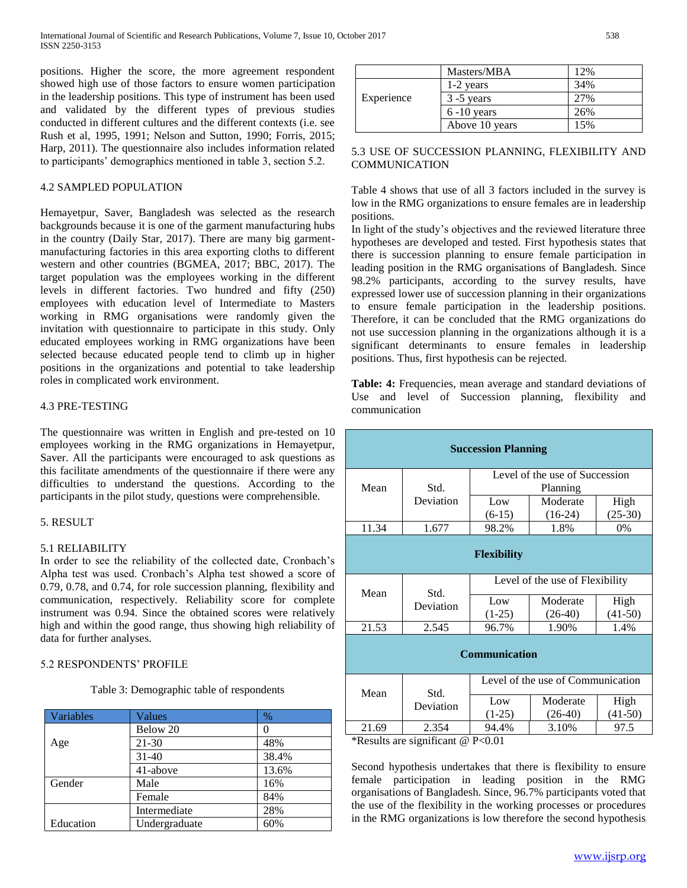positions. Higher the score, the more agreement respondent showed high use of those factors to ensure women participation in the leadership positions. This type of instrument has been used and validated by the different types of previous studies conducted in different cultures and the different contexts (i.e. see Rush et al, 1995, 1991; Nelson and Sutton, 1990; Forris, 2015; Harp, 2011). The questionnaire also includes information related to participants' demographics mentioned in table 3, section 5.2.

## 4.2 SAMPLED POPULATION

Hemayetpur, Saver, Bangladesh was selected as the research backgrounds because it is one of the garment manufacturing hubs in the country (Daily Star, 2017). There are many big garment-manufacturing factories in this area exporting cloths to different western and other countries (BGMEA, 2017; BBC, 2017). The target population was the employees working in the different levels in different factories. Two hundred and fifty (250) employees with education level of Intermediate to Masters working in RMG organisations were randomly given the invitation with questionnaire to participate in this study. Only educated employees working in RMG organizations have been selected because educated people tend to climb up in higher positions in the organizations and potential to take leadership roles in complicated work environment.

## 4.3 PRE-TESTING

The questionnaire was written in English and pre-tested on 10 employees working in the RMG organizations in Hemayetpur, Saver. All the participants were encouraged to ask questions as this facilitate amendments of the questionnaire if there were any difficulties to understand the questions. According to the participants in the pilot study, questions were comprehensible.

# 5. RESULT

## 5.1 RELIABILITY

In order to see the reliability of the collected date, Cronbach's Alpha test was used. Cronbach's Alpha test showed a score of 0.79, 0.78, and 0.74, for role succession planning, flexibility and communication, respectively. Reliability score for complete instrument was 0.94. Since the obtained scores were relatively high and within the good range, thus showing high reliability of data for further analyses.

## 5.2 RESPONDENTS' PROFILE

Table 3: Demographic table of respondents

| Variables | Values | % |
|---|---|---|
| Age | Below 20 | 0 |
| | 21-30 | 48% |
| | 31-40 | 38.4% |
| | 41-above | 13.6% |
| Gender | Male | 16% |
| | Female | 84% |
| Education | Intermediate | 28% |
| | Undergraduate | 60% |
| | Masters/MBA | 12% |
| Experience | 1-2 years | 34% |
| | 3 -5 years | 27% |
| | 6 -10 years | 26% |
| | Above 10 years | 15% |

## 5.3 USE OF SUCCESSION PLANNING, FLEXIBILITY AND COMMUNICATION

Table 4 shows that use of all 3 factors included in the survey is low in the RMG organizations to ensure females are in leadership positions.

In light of the study's objectives and the reviewed literature three hypotheses are developed and tested. First hypothesis states that there is succession planning to ensure female participation in leading position in the RMG organisations of Bangladesh. Since 98.2% participants, according to the survey results, have expressed lower use of succession planning in their organizations to ensure female participation in the leadership positions. Therefore, it can be concluded that the RMG organizations do not use succession planning in the organizations although it is a significant determinants to ensure females in leadership positions. Thus, first hypothesis can be rejected.

**Table: 4:** Frequencies, mean average and standard deviations of Use and level of Succession planning, flexibility and communication

| **Succession Planning** | | | | |
|---|---|---|---|---|
| Mean | Std. Deviation | Level of the use of Succession Planning | | |
| | | Low (6-15) | Moderate (16-24) | High (25-30) |
| 11.34 | 1.677 | 98.2% | 1.8% | 0% |
| **Flexibility** | | | | |
| Mean | Std. Deviation | Level of the use of Flexibility | | |
| | | Low (1-25) | Moderate (26-40) | High (41-50) |
| 21.53 | 2.545 | 96.7% | 1.90% | 1.4% |
| **Communication** | | | | |
| Mean | Std. Deviation | Level of the use of Communication | | |
| | | Low (1-25) | Moderate (26-40) | High (41-50) |
| 21.69 | 2.354 | 94.4% | 3.10% | 97.5 |

*Results are significant @ P<0.01

Second hypothesis undertakes that there is flexibility to ensure female participation in leading position in the RMG organisations of Bangladesh. Since, 96.7% participants voted that the use of the flexibility in the working processes or procedures in the RMG organizations is low therefore the second hypothesis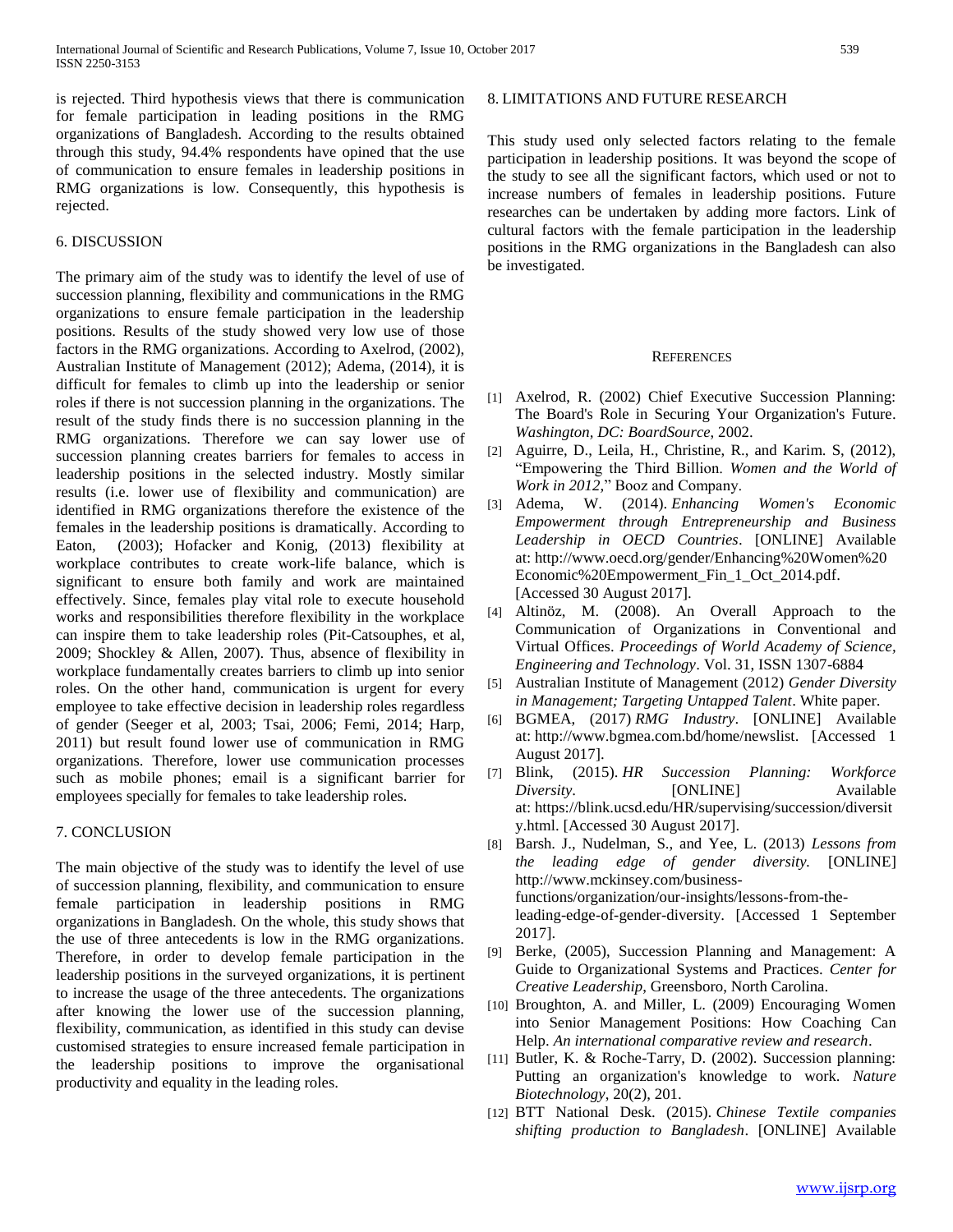is rejected. Third hypothesis views that there is communication for female participation in leading positions in the RMG organizations of Bangladesh. According to the results obtained through this study, 94.4% respondents have opined that the use of communication to ensure females in leadership positions in RMG organizations is low. Consequently, this hypothesis is rejected.

## 6. DISCUSSION

The primary aim of the study was to identify the level of use of succession planning, flexibility and communications in the RMG organizations to ensure female participation in the leadership positions. Results of the study showed very low use of those factors in the RMG organizations. According to Axelrod, (2002), Australian Institute of Management (2012); Adema, (2014), it is difficult for females to climb up into the leadership or senior roles if there is not succession planning in the organizations. The result of the study finds there is no succession planning in the RMG organizations. Therefore we can say lower use of succession planning creates barriers for females to access in leadership positions in the selected industry. Mostly similar results (i.e. lower use of flexibility and communication) are identified in RMG organizations therefore the existence of the females in the leadership positions is dramatically. According to Eaton, (2003); Hofacker and Konig, (2013) flexibility at workplace contributes to create work-life balance, which is significant to ensure both family and work are maintained effectively. Since, females play vital role to execute household works and responsibilities therefore flexibility in the workplace can inspire them to take leadership roles (Pit-Catsouphes, et al, 2009; Shockley & Allen, 2007). Thus, absence of flexibility in workplace fundamentally creates barriers to climb up into senior roles. On the other hand, communication is urgent for every employee to take effective decision in leadership roles regardless of gender (Seeger et al, 2003; Tsai, 2006; Femi, 2014; Harp, 2011) but result found lower use of communication in RMG organizations. Therefore, lower use communication processes such as mobile phones; email is a significant barrier for employees specially for females to take leadership roles.

## 7. CONCLUSION

The main objective of the study was to identify the level of use of succession planning, flexibility, and communication to ensure female participation in leadership positions in RMG organizations in Bangladesh. On the whole, this study shows that the use of three antecedents is low in the RMG organizations. Therefore, in order to develop female participation in the leadership positions in the surveyed organizations, it is pertinent to increase the usage of the three antecedents. The organizations after knowing the lower use of the succession planning, flexibility, communication, as identified in this study can devise customised strategies to ensure increased female participation in the leadership positions to improve the organisational productivity and equality in the leading roles.

## 8. LIMITATIONS AND FUTURE RESEARCH

This study used only selected factors relating to the female participation in leadership positions. It was beyond the scope of the study to see all the significant factors, which used or not to increase numbers of females in leadership positions. Future researches can be undertaken by adding more factors. Link of cultural factors with the female participation in the leadership positions in the RMG organizations in the Bangladesh can also be investigated.

## REFERENCES

[1] Axelrod, R. (2002) Chief Executive Succession Planning: The Board's Role in Securing Your Organization's Future. *Washington, DC: BoardSource*, 2002.

[2] Aguirre, D., Leila, H., Christine, R., and Karim. S, (2012), "Empowering the Third Billion. *Women and the World of Work in 2012*," Booz and Company.

[3] Adema, W. (2014). *Enhancing Women's Economic Empowerment through Entrepreneurship and Business Leadership in OECD Countries*. [ONLINE] Available at: http://www.oecd.org/gender/Enhancing%20Women%20Economic%20Empowerment_Fin_1_Oct_2014.pdf. [Accessed 30 August 2017].

[4] Altinöz, M. (2008). An Overall Approach to the Communication of Organizations in Conventional and Virtual Offices. *Proceedings of World Academy of Science, Engineering and Technology*. Vol. 31, ISSN 1307-6884

[5] Australian Institute of Management (2012) *Gender Diversity in Management; Targeting Untapped Talent*. White paper.

[6] BGMEA, (2017) *RMG Industry*. [ONLINE] Available at: http://www.bgmea.com.bd/home/newslist. [Accessed 1 August 2017].

[7] Blink, (2015). *HR Succession Planning: Workforce Diversity*. [ONLINE] Available at: https://blink.ucsd.edu/HR/supervising/succession/diversity.html. [Accessed 30 August 2017].

[8] Barsh. J., Nudelman, S., and Yee, L. (2013) *Lessons from the leading edge of gender diversity.* [ONLINE] http://www.mckinsey.com/business-functions/organization/our-insights/lessons-from-the-leading-edge-of-gender-diversity. [Accessed 1 September 2017].

[9] Berke, (2005), Succession Planning and Management: A Guide to Organizational Systems and Practices. *Center for Creative Leadership*, Greensboro, North Carolina.

[10] Broughton, A. and Miller, L. (2009) Encouraging Women into Senior Management Positions: How Coaching Can Help. *An international comparative review and research*.

[11] Butler, K. & Roche-Tarry, D. (2002). Succession planning: Putting an organization's knowledge to work. *Nature Biotechnology*, 20(2), 201.

[12] BTT National Desk. (2015). *Chinese Textile companies shifting production to Bangladesh*. [ONLINE] Available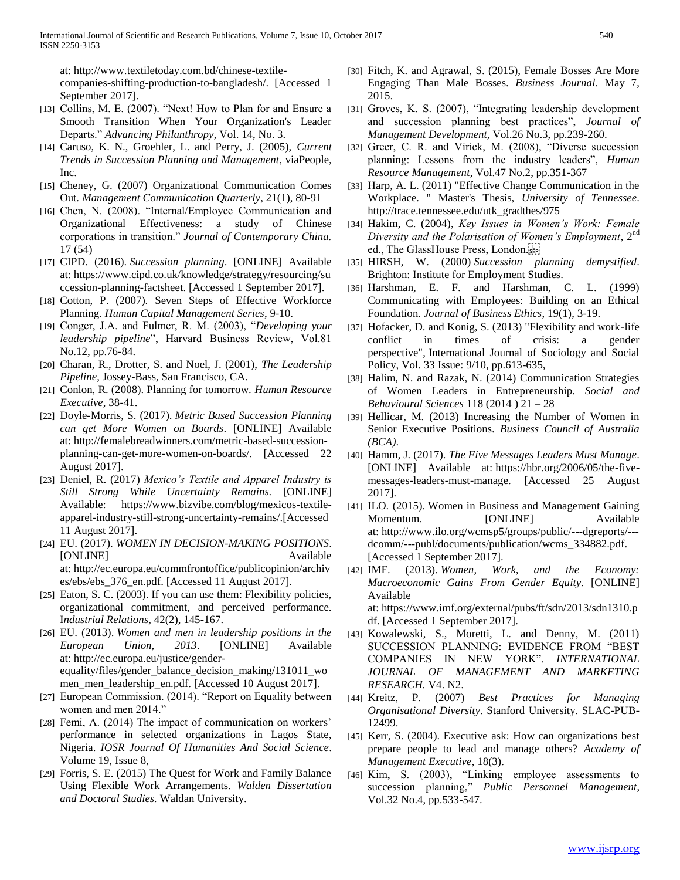at: http://www.textiletoday.com.bd/chinese-textile-companies-shifting-production-to-bangladesh/. [Accessed 1 September 2017].

[13] Collins, M. E. (2007). "Next! How to Plan for and Ensure a Smooth Transition When Your Organization's Leader Departs." *Advancing Philanthropy*, Vol. 14, No. 3.

[14] Caruso, K. N., Groehler, L. and Perry, J. (2005), *Current Trends in Succession Planning and Management*, viaPeople, Inc.

[15] Cheney, G. (2007) Organizational Communication Comes Out. *Management Communication Quarterly*, 21(1), 80-91

[16] Chen, N. (2008). "Internal/Employee Communication and Organizational Effectiveness: a study of Chinese corporations in transition." *Journal of Contemporary China.* 17 (54)

[17] CIPD. (2016). *Succession planning*. [ONLINE] Available at: https://www.cipd.co.uk/knowledge/strategy/resourcing/succession-planning-factsheet. [Accessed 1 September 2017].

[18] Cotton, P. (2007). Seven Steps of Effective Workforce Planning. *Human Capital Management Series*, 9-10.

[19] Conger, J.A. and Fulmer, R. M. (2003), "*Developing your leadership pipeline*", Harvard Business Review, Vol.81 No.12, pp.76-84.

[20] Charan, R., Drotter, S. and Noel, J. (2001), *The Leadership Pipeline*, Jossey-Bass, San Francisco, CA.

[21] Conlon, R. (2008). Planning for tomorrow. *Human Resource Executive*, 38-41.

[22] Doyle-Morris, S. (2017). *Metric Based Succession Planning can get More Women on Boards*. [ONLINE] Available at: http://femalebreadwinners.com/metric-based-succession-planning-can-get-more-women-on-boards/. [Accessed 22 August 2017].

[23] Deniel, R. (2017) *Mexico's Textile and Apparel Industry is Still Strong While Uncertainty Remains.* [ONLINE] Available: https://www.bizvibe.com/blog/mexicos-textile-apparel-industry-still-strong-uncertainty-remains/.[Accessed 11 August 2017].

[24] EU. (2017). *WOMEN IN DECISION-MAKING POSITIONS*. [ONLINE] Available at: http://ec.europa.eu/commfrontoffice/publicopinion/archives/ebs/ebs_376_en.pdf. [Accessed 11 August 2017].

[25] Eaton, S. C. (2003). If you can use them: Flexibility policies, organizational commitment, and perceived performance. I*ndustrial Relations*, 42(2), 145-167.

[26] EU. (2013). *Women and men in leadership positions in the European Union, 2013*. [ONLINE] Available at: http://ec.europa.eu/justice/gender-equality/files/gender_balance_decision_making/131011_women_men_leadership_en.pdf. [Accessed 10 August 2017].

[27] European Commission. (2014). "Report on Equality between women and men 2014."

[28] Femi, A. (2014) The impact of communication on workers' performance in selected organizations in Lagos State, Nigeria. *IOSR Journal Of Humanities And Social Science*. Volume 19, Issue 8,

[29] Forris, S. E. (2015) The Quest for Work and Family Balance Using Flexible Work Arrangements. *Walden Dissertation and Doctoral Studies.* Waldan University.

[30] Fitch, K. and Agrawal, S. (2015), Female Bosses Are More Engaging Than Male Bosses. *Business Journal*. May 7, 2015.

[31] Groves, K. S. (2007), "Integrating leadership development and succession planning best practices", *Journal of Management Development*, Vol.26 No.3, pp.239-260.

[32] Greer, C. R. and Virick, M. (2008), "Diverse succession planning: Lessons from the industry leaders", *Human Resource Management*, Vol.47 No.2, pp.351-367

[33] Harp, A. L. (2011) "Effective Change Communication in the Workplace. " Master's Thesis, *University of Tennessee*. http://trace.tennessee.edu/utk_gradthes/975

[34] Hakim, C. (2004), *Key Issues in Women's Work: Female Diversity and the Polarisation of Women's Employment*, 2nd ed., The GlassHouse Press, London.

[35] HIRSH, W. (2000) *Succession planning demystified*. Brighton: Institute for Employment Studies.

[36] Harshman, E. F. and Harshman, C. L. (1999) Communicating with Employees: Building on an Ethical Foundation. *Journal of Business Ethics*, 19(1), 3-19.

[37] Hofacker, D. and Konig, S. (2013) "Flexibility and work-life conflict in times of crisis: a gender perspective", International Journal of Sociology and Social Policy, Vol. 33 Issue: 9/10, pp.613-635,

[38] Halim, N. and Razak, N. (2014) Communication Strategies of Women Leaders in Entrepreneurship. *Social and Behavioural Sciences* 118 (2014 ) 21 – 28

[39] Hellicar, M. (2013) Increasing the Number of Women in Senior Executive Positions. *Business Council of Australia (BCA)*.

[40] Hamm, J. (2017). *The Five Messages Leaders Must Manage*. [ONLINE] Available at: https://hbr.org/2006/05/the-five-messages-leaders-must-manage. [Accessed 25 August 2017].

[41] ILO. (2015). Women in Business and Management Gaining Momentum. [ONLINE] Available at: http://www.ilo.org/wcmsp5/groups/public/---dgreports/---dcomm/---publ/documents/publication/wcms_334882.pdf. [Accessed 1 September 2017].

[42] IMF. (2013). *Women, Work, and the Economy: Macroeconomic Gains From Gender Equity*. [ONLINE] Available at: https://www.imf.org/external/pubs/ft/sdn/2013/sdn1310.pdf. [Accessed 1 September 2017].

[43] Kowalewski, S., Moretti, L. and Denny, M. (2011) SUCCESSION PLANNING: EVIDENCE FROM "BEST COMPANIES IN NEW YORK". *INTERNATIONAL JOURNAL OF MANAGEMENT AND MARKETING RESEARCH.* V4. N2.

[44] Kreitz, P. (2007) *Best Practices for Managing Organisational Diversity*. Stanford University. SLAC-PUB-12499.

[45] Kerr, S. (2004). Executive ask: How can organizations best prepare people to lead and manage others? *Academy of Management Executive*, 18(3).

[46] Kim, S. (2003), "Linking employee assessments to succession planning," *Public Personnel Management*, Vol.32 No.4, pp.533-547.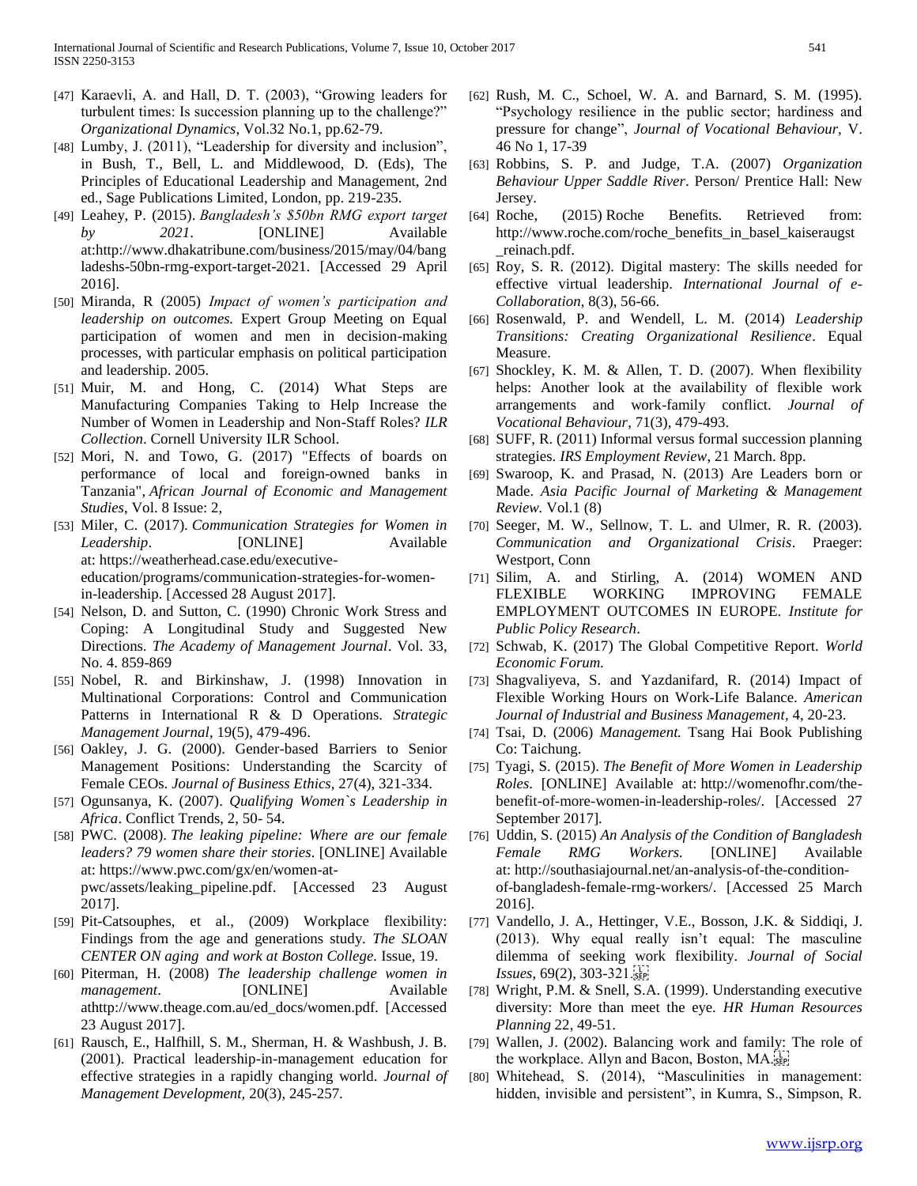[47] Karaevli, A. and Hall, D. T. (2003), "Growing leaders for turbulent times: Is succession planning up to the challenge?" *Organizational Dynamics*, Vol.32 No.1, pp.62-79.

[48] Lumby, J. (2011), "Leadership for diversity and inclusion", in Bush, T., Bell, L. and Middlewood, D. (Eds), The Principles of Educational Leadership and Management, 2nd ed., Sage Publications Limited, London, pp. 219-235.

[49] Leahey, P. (2015). *Bangladesh's $50bn RMG export target by 2021*. [ONLINE] Available at:http://www.dhakatribune.com/business/2015/may/04/bangladeshs-50bn-rmg-export-target-2021. [Accessed 29 April 2016].

[50] Miranda, R (2005) *Impact of women's participation and leadership on outcomes.* Expert Group Meeting on Equal participation of women and men in decision-making processes, with particular emphasis on political participation and leadership. 2005.

[51] Muir, M. and Hong, C. (2014) What Steps are Manufacturing Companies Taking to Help Increase the Number of Women in Leadership and Non-Staff Roles? *ILR Collection*. Cornell University ILR School.

[52] Mori, N. and Towo, G. (2017) "Effects of boards on performance of local and foreign-owned banks in Tanzania", *African Journal of Economic and Management Studies*, Vol. 8 Issue: 2,

[53] Miler, C. (2017). *Communication Strategies for Women in Leadership*. [ONLINE] Available at: https://weatherhead.case.edu/executive-education/programs/communication-strategies-for-women-in-leadership. [Accessed 28 August 2017].

[54] Nelson, D. and Sutton, C. (1990) Chronic Work Stress and Coping: A Longitudinal Study and Suggested New Directions. *The Academy of Management Journal*. Vol. 33, No. 4. 859-869

[55] Nobel, R. and Birkinshaw, J. (1998) Innovation in Multinational Corporations: Control and Communication Patterns in International R & D Operations. *Strategic Management Journal*, 19(5), 479-496.

[56] Oakley, J. G. (2000). Gender-based Barriers to Senior Management Positions: Understanding the Scarcity of Female CEOs. *Journal of Business Ethics*, 27(4), 321-334.

[57] Ogunsanya, K. (2007). *Qualifying Women`s Leadership in Africa*. Conflict Trends, 2, 50- 54.

[58] PWC. (2008). *The leaking pipeline: Where are our female leaders? 79 women share their stories*. [ONLINE] Available at: https://www.pwc.com/gx/en/women-at-pwc/assets/leaking_pipeline.pdf. [Accessed 23 August 2017].

[59] Pit-Catsouphes, et al., (2009) Workplace flexibility: Findings from the age and generations study. *The SLOAN CENTER ON aging and work at Boston College*. Issue, 19.

[60] Piterman, H. (2008) *The leadership challenge women in management*. [ONLINE] Available athttp://www.theage.com.au/ed_docs/women.pdf. [Accessed 23 August 2017].

[61] Rausch, E., Halfhill, S. M., Sherman, H. & Washbush, J. B. (2001). Practical leadership-in-management education for effective strategies in a rapidly changing world. *Journal of Management Development*, 20(3), 245-257.

[62] Rush, M. C., Schoel, W. A. and Barnard, S. M. (1995). "Psychology resilience in the public sector; hardiness and pressure for change", *Journal of Vocational Behaviour*, V. 46 No 1, 17-39

[63] Robbins, S. P. and Judge, T.A. (2007) *Organization Behaviour Upper Saddle River*. Person/ Prentice Hall: New Jersey.

[64] Roche, (2015) Roche Benefits. Retrieved from: http://www.roche.com/roche_benefits_in_basel_kaiseraugst_reinach.pdf.

[65] Roy, S. R. (2012). Digital mastery: The skills needed for effective virtual leadership. *International Journal of e-Collaboration*, 8(3), 56-66.

[66] Rosenwald, P. and Wendell, L. M. (2014) *Leadership Transitions: Creating Organizational Resilience*. Equal Measure.

[67] Shockley, K. M. & Allen, T. D. (2007). When flexibility helps: Another look at the availability of flexible work arrangements and work-family conflict. *Journal of Vocational Behaviour*, 71(3), 479-493.

[68] SUFF, R. (2011) Informal versus formal succession planning strategies. *IRS Employment Review*, 21 March. 8pp.

[69] Swaroop, K. and Prasad, N. (2013) Are Leaders born or Made. *Asia Pacific Journal of Marketing & Management Review.* Vol.1 (8)

[70] Seeger, M. W., Sellnow, T. L. and Ulmer, R. R. (2003). *Communication and Organizational Crisis*. Praeger: Westport, Conn

[71] Silim, A. and Stirling, A. (2014) WOMEN AND FLEXIBLE WORKING IMPROVING FEMALE EMPLOYMENT OUTCOMES IN EUROPE. *Institute for Public Policy Research*.

[72] Schwab, K. (2017) The Global Competitive Report. *World Economic Forum.*

[73] Shagvaliyeva, S. and Yazdanifard, R. (2014) Impact of Flexible Working Hours on Work-Life Balance. *American Journal of Industrial and Business Management*, 4, 20-23.

[74] Tsai, D. (2006) *Management.* Tsang Hai Book Publishing Co: Taichung.

[75] Tyagi, S. (2015). *The Benefit of More Women in Leadership Roles*. [ONLINE] Available at: http://womenofhr.com/the-benefit-of-more-women-in-leadership-roles/. [Accessed 27 September 2017].

[76] Uddin, S. (2015) *An Analysis of the Condition of Bangladesh Female RMG Workers.* [ONLINE] Available at: http://southasiajournal.net/an-analysis-of-the-condition-of-bangladesh-female-rmg-workers/. [Accessed 25 March 2016].

[77] Vandello, J. A., Hettinger, V.E., Bosson, J.K. & Siddiqi, J. (2013). Why equal really isn't equal: The masculine dilemma of seeking work flexibility. *Journal of Social Issues*, 69(2), 303-321.

[78] Wright, P.M. & Snell, S.A. (1999). Understanding executive diversity: More than meet the eye. *HR Human Resources Planning* 22, 49-51.

[79] Wallen, J. (2002). Balancing work and family: The role of the workplace. Allyn and Bacon, Boston, MA.

[80] Whitehead, S. (2014), "Masculinities in management: hidden, invisible and persistent", in Kumra, S., Simpson, R.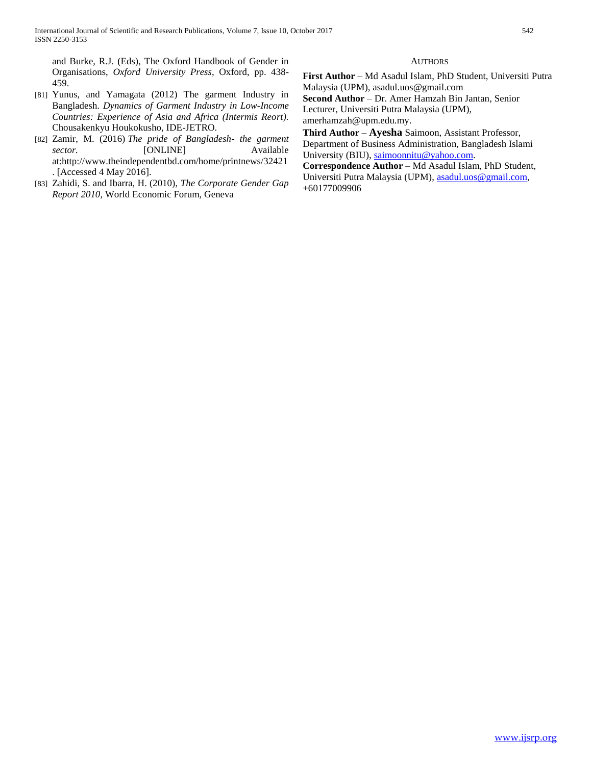and Burke, R.J. (Eds), The Oxford Handbook of Gender in Organisations, *Oxford University Press*, Oxford, pp. 438-459.

[81] Yunus, and Yamagata (2012) The garment Industry in Bangladesh. *Dynamics of Garment Industry in Low-Income Countries: Experience of Asia and Africa (Intermis Reort).* Chousakenkyu Houkokusho, IDE-JETRO.

[82] Zamir, M. (2016) *The pride of Bangladesh- the garment sector.* [ONLINE] Available at:http://www.theindependentbd.com/home/printnews/32421 . [Accessed 4 May 2016].

[83] Zahidi, S. and Ibarra, H. (2010), *The Corporate Gender Gap Report 2010*, World Economic Forum, Geneva

## Authors

**First Author** – Md Asadul Islam, PhD Student, Universiti Putra Malaysia (UPM), asadul.uos@gmail.com

**Second Author** – Dr. Amer Hamzah Bin Jantan, Senior Lecturer, Universiti Putra Malaysia (UPM), amerhamzah@upm.edu.my.

**Third Author** – **Ayesha** Saimoon, Assistant Professor, Department of Business Administration, Bangladesh Islami University (BIU), saimoonnitu@yahoo.com.

**Correspondence Author** – Md Asadul Islam, PhD Student, Universiti Putra Malaysia (UPM), asadul.uos@gmail.com, +60177009906